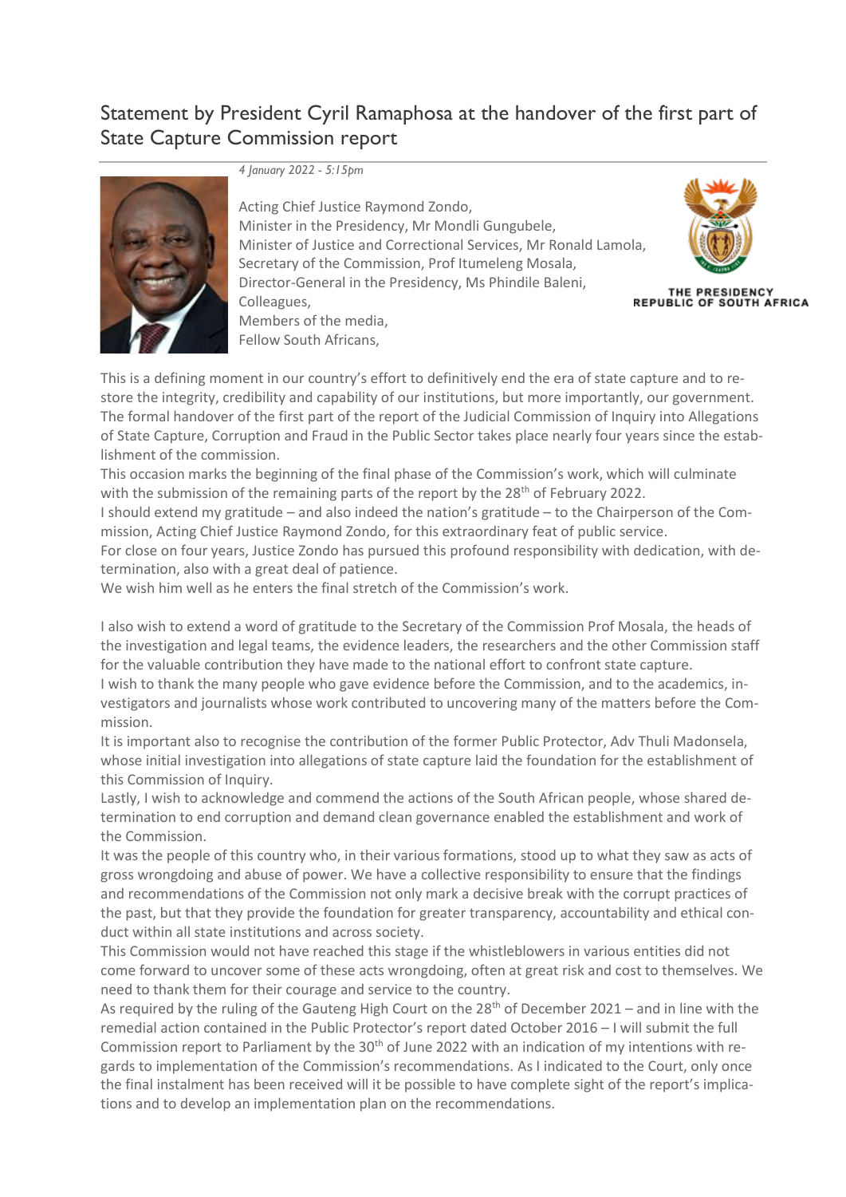# Statement by President Cyril Ramaphosa at the handover of the first part of State Capture Commission report

*4 January 2022 - 5:15pm*

THE PRESIDENCY
REPUBLIC OF SOUTH AFRICA

Acting Chief Justice Raymond Zondo,
Minister in the Presidency, Mr Mondli Gungubele,
Minister of Justice and Correctional Services, Mr Ronald Lamola,
Secretary of the Commission, Prof Itumeleng Mosala,
Director-General in the Presidency, Ms Phindile Baleni,
Colleagues,
Members of the media,
Fellow South Africans,

This is a defining moment in our country's effort to definitively end the era of state capture and to restore the integrity, credibility and capability of our institutions, but more importantly, our government.
The formal handover of the first part of the report of the Judicial Commission of Inquiry into Allegations of State Capture, Corruption and Fraud in the Public Sector takes place nearly four years since the establishment of the commission.
This occasion marks the beginning of the final phase of the Commission's work, which will culminate with the submission of the remaining parts of the report by the 28th of February 2022.
I should extend my gratitude – and also indeed the nation's gratitude – to the Chairperson of the Commission, Acting Chief Justice Raymond Zondo, for this extraordinary feat of public service.
For close on four years, Justice Zondo has pursued this profound responsibility with dedication, with determination, also with a great deal of patience.
We wish him well as he enters the final stretch of the Commission's work.

I also wish to extend a word of gratitude to the Secretary of the Commission Prof Mosala, the heads of the investigation and legal teams, the evidence leaders, the researchers and the other Commission staff for the valuable contribution they have made to the national effort to confront state capture.
I wish to thank the many people who gave evidence before the Commission, and to the academics, investigators and journalists whose work contributed to uncovering many of the matters before the Commission.
It is important also to recognise the contribution of the former Public Protector, Adv Thuli Madonsela, whose initial investigation into allegations of state capture laid the foundation for the establishment of this Commission of Inquiry.
Lastly, I wish to acknowledge and commend the actions of the South African people, whose shared determination to end corruption and demand clean governance enabled the establishment and work of the Commission.
It was the people of this country who, in their various formations, stood up to what they saw as acts of gross wrongdoing and abuse of power. We have a collective responsibility to ensure that the findings and recommendations of the Commission not only mark a decisive break with the corrupt practices of the past, but that they provide the foundation for greater transparency, accountability and ethical conduct within all state institutions and across society.
This Commission would not have reached this stage if the whistleblowers in various entities did not come forward to uncover some of these acts wrongdoing, often at great risk and cost to themselves. We need to thank them for their courage and service to the country.
As required by the ruling of the Gauteng High Court on the 28th of December 2021 – and in line with the remedial action contained in the Public Protector's report dated October 2016 – I will submit the full Commission report to Parliament by the 30th of June 2022 with an indication of my intentions with regards to implementation of the Commission's recommendations. As I indicated to the Court, only once the final instalment has been received will it be possible to have complete sight of the report's implications and to develop an implementation plan on the recommendations.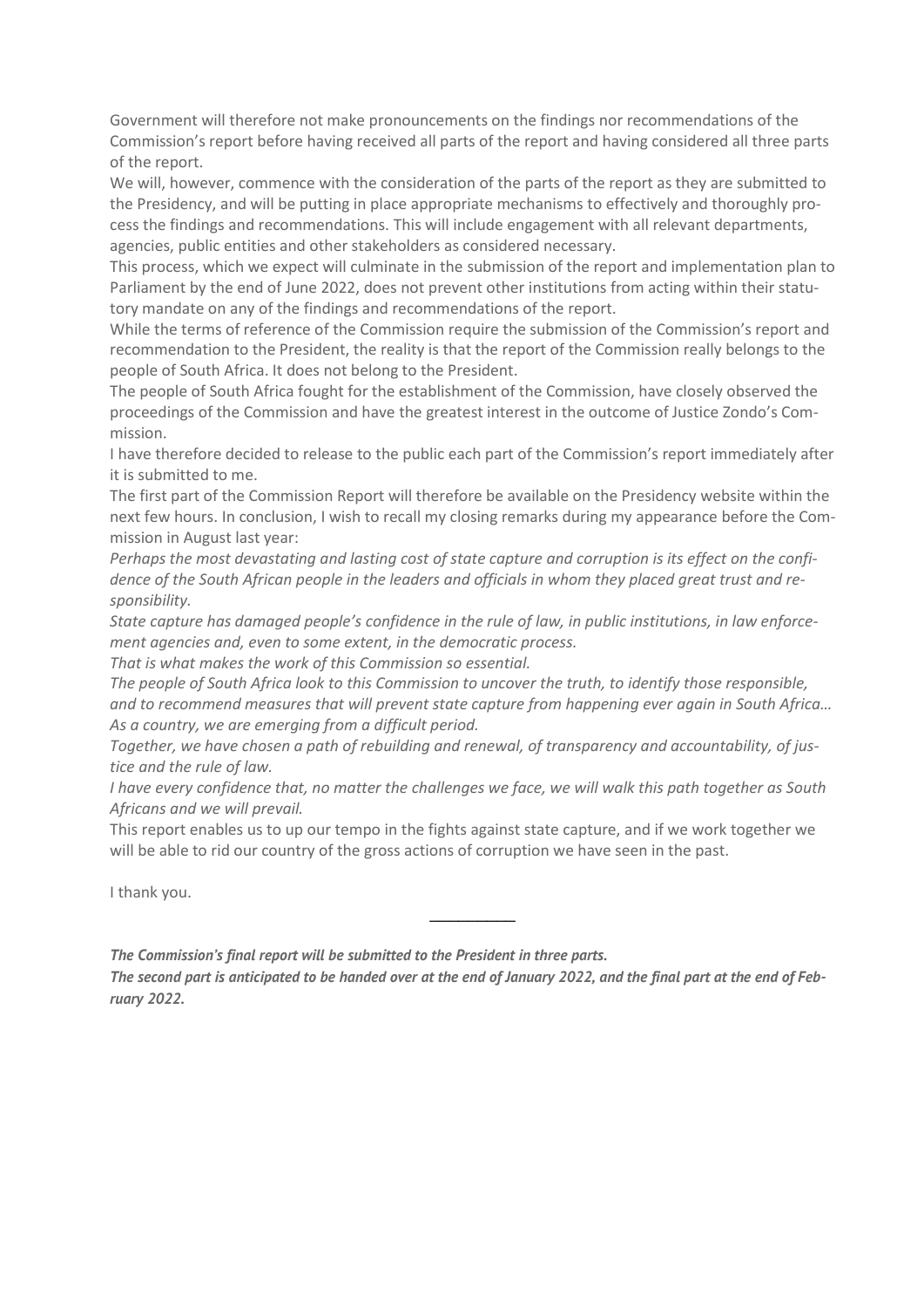Government will therefore not make pronouncements on the findings nor recommendations of the Commission's report before having received all parts of the report and having considered all three parts of the report.

We will, however, commence with the consideration of the parts of the report as they are submitted to the Presidency, and will be putting in place appropriate mechanisms to effectively and thoroughly process the findings and recommendations. This will include engagement with all relevant departments, agencies, public entities and other stakeholders as considered necessary.

This process, which we expect will culminate in the submission of the report and implementation plan to Parliament by the end of June 2022, does not prevent other institutions from acting within their statutory mandate on any of the findings and recommendations of the report.

While the terms of reference of the Commission require the submission of the Commission's report and recommendation to the President, the reality is that the report of the Commission really belongs to the people of South Africa. It does not belong to the President.

The people of South Africa fought for the establishment of the Commission, have closely observed the proceedings of the Commission and have the greatest interest in the outcome of Justice Zondo's Commission.

I have therefore decided to release to the public each part of the Commission's report immediately after it is submitted to me.

The first part of the Commission Report will therefore be available on the Presidency website within the next few hours. In conclusion, I wish to recall my closing remarks during my appearance before the Commission in August last year:

*Perhaps the most devastating and lasting cost of state capture and corruption is its effect on the confidence of the South African people in the leaders and officials in whom they placed great trust and responsibility.*

*State capture has damaged people's confidence in the rule of law, in public institutions, in law enforcement agencies and, even to some extent, in the democratic process.*

*That is what makes the work of this Commission so essential.*

*The people of South Africa look to this Commission to uncover the truth, to identify those responsible, and to recommend measures that will prevent state capture from happening ever again in South Africa… As a country, we are emerging from a difficult period.*

*Together, we have chosen a path of rebuilding and renewal, of transparency and accountability, of justice and the rule of law.*

*I have every confidence that, no matter the challenges we face, we will walk this path together as South Africans and we will prevail.*

This report enables us to up our tempo in the fights against state capture, and if we work together we will be able to rid our country of the gross actions of corruption we have seen in the past.

I thank you.

---

***The Commission's final report will be submitted to the President in three parts.***

***The second part is anticipated to be handed over at the end of January 2022, and the final part at the end of February 2022.***